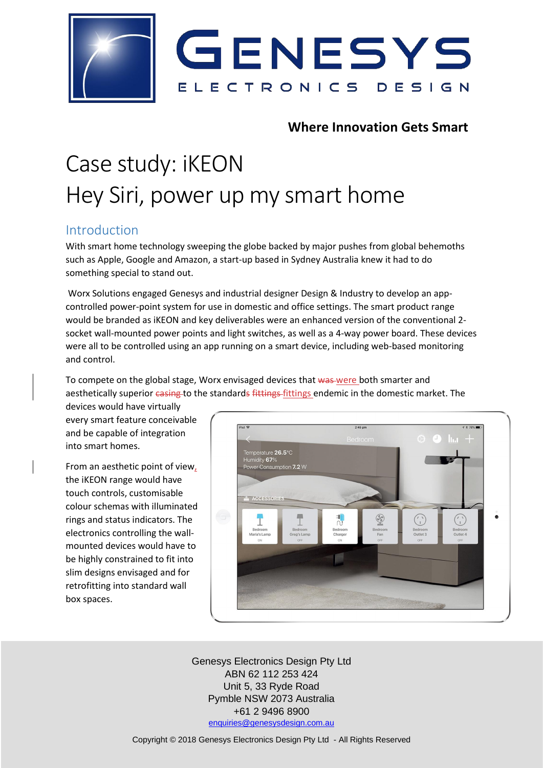# Case study: iKEON
# Hey Siri, power up my smart home

## Introduction

With smart home technology sweeping the globe backed by major pushes from global behemoths such as Apple, Google and Amazon, a start-up based in Sydney Australia knew it had to do something special to stand out.

Worx Solutions engaged Genesys and industrial designer Design & Industry to develop an app-controlled power-point system for use in domestic and office settings. The smart product range would be branded as iKEON and key deliverables were an enhanced version of the conventional 2-socket wall-mounted power points and light switches, as well as a 4-way power board. These devices were all to be controlled using an app running on a smart device, including web-based monitoring and control.

To compete on the global stage, Worx envisaged devices that ~~was~~ were both smarter and aesthetically superior ~~casing~~ to the standards ~~fittings~~ fittings endemic in the domestic market. The devices would have virtually every smart feature conceivable and be capable of integration into smart homes.

From an aesthetic point of view, the iKEON range would have touch controls, customisable colour schemas with illuminated rings and status indicators. The electronics controlling the wall-mounted devices would have to be highly constrained to fit into slim designs envisaged and for retrofitting into standard wall box spaces.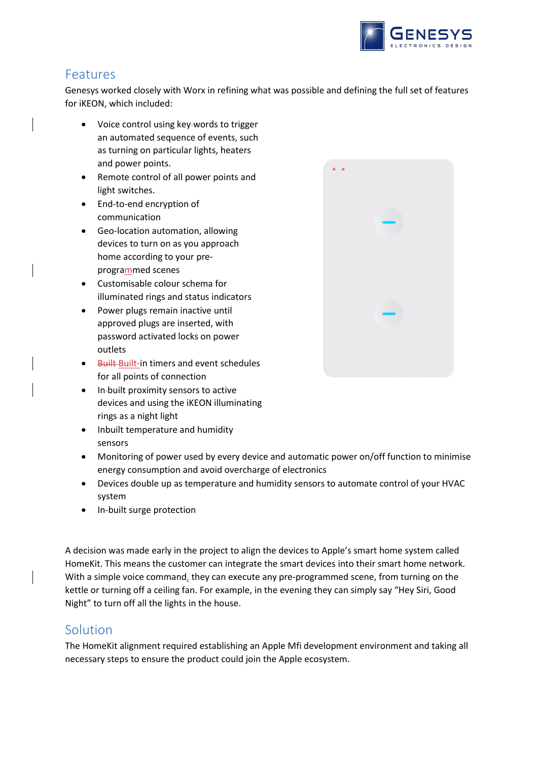## Features

Genesys worked closely with Worx in refining what was possible and defining the full set of features for iKEON, which included:

- Voice control using key-words to trigger an automated sequence of events, such as turning on particular lights, heaters and power points.
- Remote control of all power points and light switches.
- End-to-end encryption of communication
- Geo-location automation, allowing devices to turn on as you approach home according to your pre-programmed scenes
- Customisable colour schema for illuminated rings and status indicators
- Power plugs remain inactive until approved plugs are inserted, with password activated locks on power outlets
- Built-in timers and event schedules for all points of connection
- In-built proximity sensors to active devices and using the iKEON illuminating rings as a night light
- Inbuilt temperature and humidity sensors
- Monitoring of power used by every device and automatic power on/off function to minimise energy consumption and avoid overcharge of electronics
- Devices double up as temperature and humidity sensors to automate control of your HVAC system
- In-built surge protection

A decision was made early in the project to align the devices to Apple's smart home system called HomeKit. This means the customer can integrate the smart devices into their smart home network. With a simple voice command, they can execute any pre-programmed scene, from turning on the kettle or turning off a ceiling fan. For example, in the evening they can simply say "Hey Siri, Good Night" to turn off all the lights in the house.

## Solution

The HomeKit alignment required establishing an Apple Mfi development environment and taking all necessary steps to ensure the product could join the Apple ecosystem.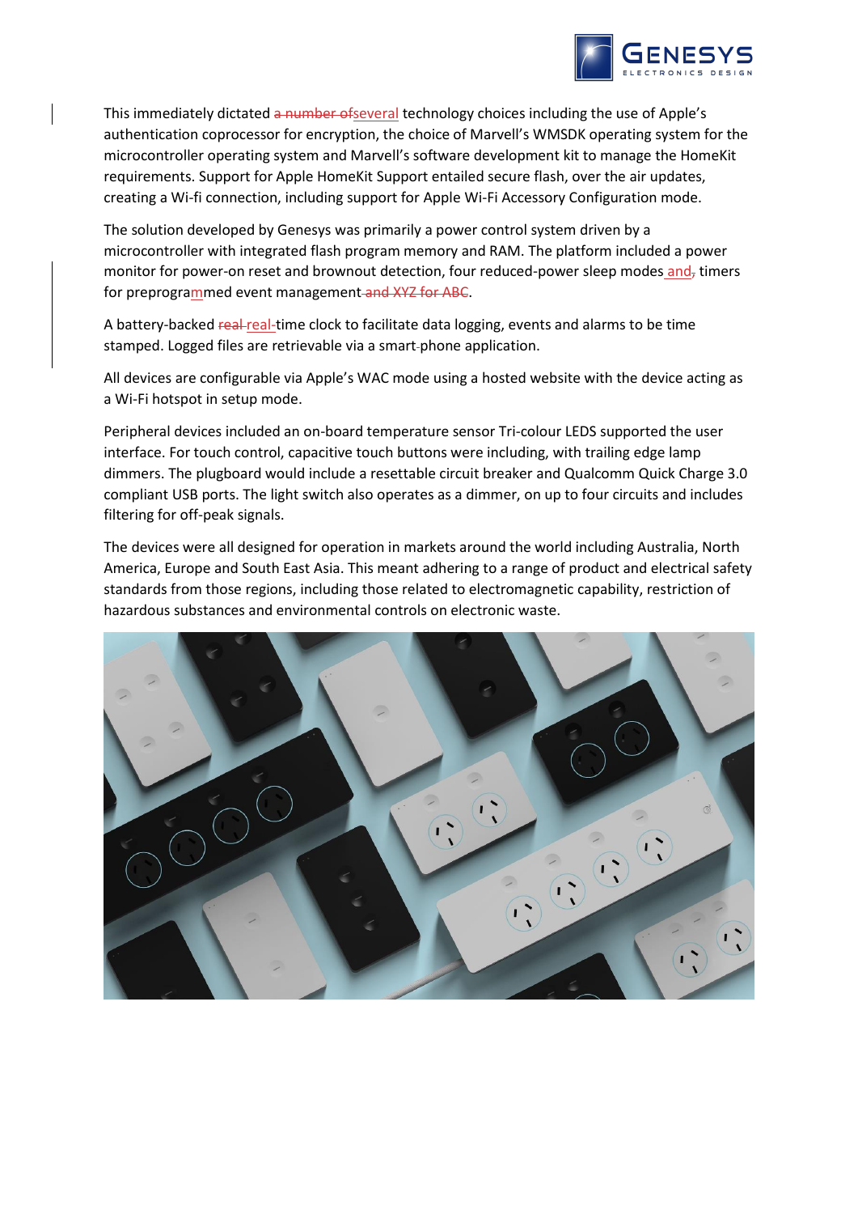This immediately dictated ~~a number of~~several technology choices including the use of Apple's authentication coprocessor for encryption, the choice of Marvell's WMSDK operating system for the microcontroller operating system and Marvell's software development kit to manage the HomeKit requirements. Support for Apple HomeKit Support entailed secure flash, over the air updates, creating a Wi-fi connection, including support for Apple Wi-Fi Accessory Configuration mode.

The solution developed by Genesys was primarily a power control system driven by a microcontroller with integrated flash program memory and RAM. The platform included a power monitor for power-on reset and brownout detection, four reduced-power sleep modes and~~,~~ timers for preprogrammed event management~~ and XYZ for ABC~~.

A battery-backed ~~real~~ real-time clock to facilitate data logging, events and alarms to be time stamped. Logged files are retrievable via a smart-phone application.

All devices are configurable via Apple's WAC mode using a hosted website with the device acting as a Wi-Fi hotspot in setup mode.

Peripheral devices included an on-board temperature sensor Tri-colour LEDS supported the user interface. For touch control, capacitive touch buttons were including, with trailing edge lamp dimmers. The plugboard would include a resettable circuit breaker and Qualcomm Quick Charge 3.0 compliant USB ports. The light switch also operates as a dimmer, on up to four circuits and includes filtering for off-peak signals.

The devices were all designed for operation in markets around the world including Australia, North America, Europe and South East Asia. This meant adhering to a range of product and electrical safety standards from those regions, including those related to electromagnetic capability, restriction of hazardous substances and environmental controls on electronic waste.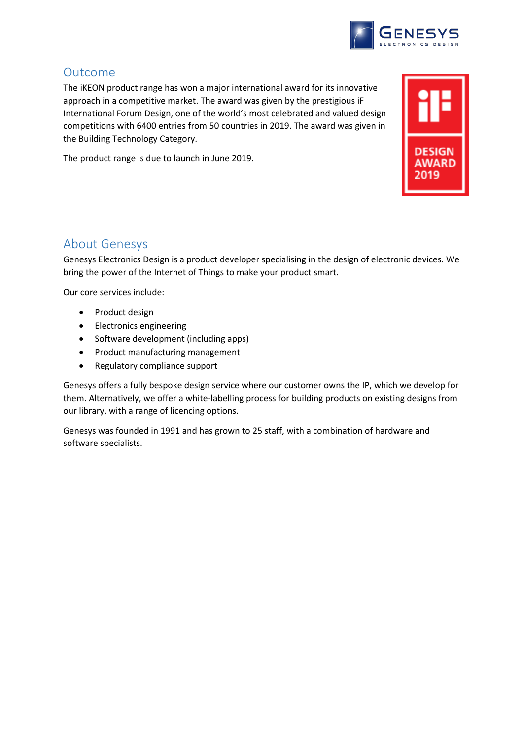## Outcome

The iKEON product range has won a major international award for its innovative approach in a competitive market. The award was given by the prestigious iF International Forum Design, one of the world's most celebrated and valued design competitions with 6400 entries from 50 countries in 2019. The award was given in the Building Technology Category.

The product range is due to launch in June 2019.

## About Genesys

Genesys Electronics Design is a product developer specialising in the design of electronic devices. We bring the power of the Internet of Things to make your product smart.

Our core services include:

- Product design
- Electronics engineering
- Software development (including apps)
- Product manufacturing management
- Regulatory compliance support

Genesys offers a fully bespoke design service where our customer owns the IP, which we develop for them. Alternatively, we offer a white-labelling process for building products on existing designs from our library, with a range of licencing options.

Genesys was founded in 1991 and has grown to 25 staff, with a combination of hardware and software specialists.